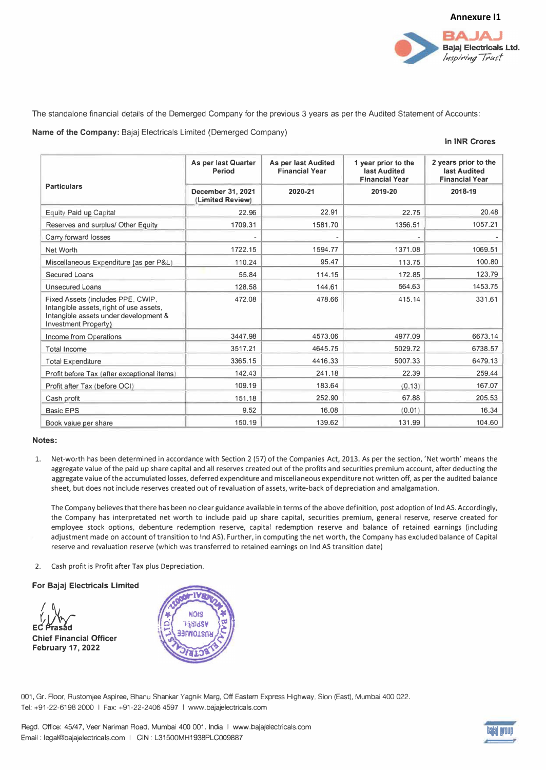Annexure I1

The standalone financial details of the Demerged Company for the previous 3 years as per the Audited Statement of Accounts:

**Name of the Company:** Bajaj Electricals Limited (Demerged Company)

**In INR Crores**

| Particulars | As per last Quarter Period | As per last Audited Financial Year | 1 year prior to the last Audited Financial Year | 2 years prior to the last Audited Financial Year |
|---|---|---|---|---|
| | December 31, 2021 (Limited Review) | 2020-21 | 2019-20 | 2018-19 |
| Equity Paid up Capital | 22.96 | 22.91 | 22.75 | 20.48 |
| Reserves and surplus/ Other Equity | 1709.31 | 1581.70 | 1356.51 | 1057.21 |
| Carry forward losses | - | - | - | - |
| Net Worth | 1722.15 | 1594.77 | 1371.08 | 1069.51 |
| Miscellaneous Expenditure (as per P&L) | 110.24 | 95.47 | 113.75 | 100.80 |
| Secured Loans | 55.84 | 114.15 | 172.85 | 123.79 |
| Unsecured Loans | 128.58 | 144.61 | 564.63 | 1453.75 |
| Fixed Assets (includes PPE, CWIP, Intangible assets, right of use assets, Intangible assets under development & Investment Property) | 472.08 | 478.66 | 415.14 | 331.61 |
| Income from Operations | 3447.98 | 4573.06 | 4977.09 | 6673.14 |
| Total Income | 3517.21 | 4645.75 | 5029.72 | 6738.57 |
| Total Expenditure | 3365.15 | 4416.33 | 5007.33 | 6479.13 |
| Profit before Tax (after exceptional items) | 142.43 | 241.18 | 22.39 | 259.44 |
| Profit after Tax (before OCI) | 109.19 | 183.64 | (0.13) | 167.07 |
| Cash profit | 151.18 | 252.90 | 67.88 | 205.53 |
| Basic EPS | 9.52 | 16.08 | (0.01) | 16.34 |
| Book value per share | 150.19 | 139.62 | 131.99 | 104.60 |

**Notes:**

1. Net-worth has been determined in accordance with Section 2 (57) of the Companies Act, 2013. As per the section, 'Net worth' means the aggregate value of the paid up share capital and all reserves created out of the profits and securities premium account, after deducting the aggregate value of the accumulated losses, deferred expenditure and miscellaneous expenditure not written off, as per the audited balance sheet, but does not include reserves created out of revaluation of assets, write-back of depreciation and amalgamation.

   The Company believes that there has been no clear guidance available in terms of the above definition, post adoption of Ind AS. Accordingly, the Company has interpretated net worth to include paid up share capital, securities premium, general reserve, reserve created for employee stock options, debenture redemption reserve, capital redemption reserve and balance of retained earnings (including adjustment made on account of transition to Ind AS). Further, in computing the net worth, the Company has excluded balance of Capital reserve and revaluation reserve (which was transferred to retained earnings on Ind AS transition date)

2. Cash profit is Profit after Tax plus Depreciation.

**For Bajaj Electricals Limited**

EC Prasad
**Chief Financial Officer**
**February 17, 2022**

001, Gr. Floor, Rustomjee Aspiree, Bhanu Shankar Yagnik Marg, Off Eastern Express Highway, Sion (East), Mumbai 400 022.
Tel: +91-22-6198 2000 I Fax: +91-22-2406 4597 I www.bajajelectricals.com

Regd. Office: 45/47, Veer Nariman Road, Mumbai 400 001. India I www.bajajelectricals.com
Email : legal@bajajelectricals.com I CIN : L31500MH1938PLC009887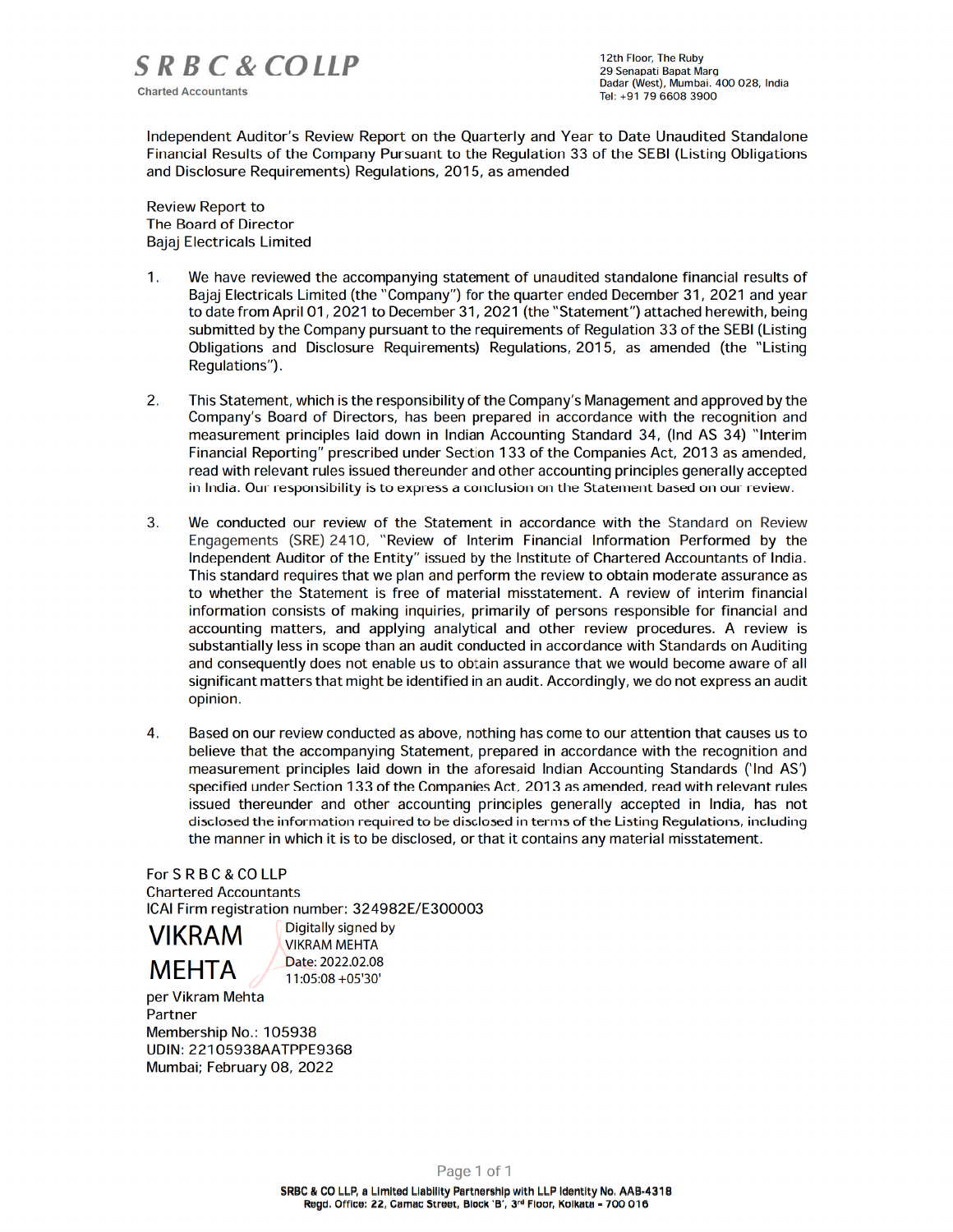# S R B C & CO LLP

Charted Accountants

12th Floor, The Ruby
29 Senapati Bapat Marg
Dadar (West), Mumbai. 400 028, India
Tel: +91 79 6608 3900

Independent Auditor's Review Report on the Quarterly and Year to Date Unaudited Standalone Financial Results of the Company Pursuant to the Regulation 33 of the SEBI (Listing Obligations and Disclosure Requirements) Regulations, 2015, as amended

Review Report to
The Board of Director
Bajaj Electricals Limited

1. We have reviewed the accompanying statement of unaudited standalone financial results of Bajaj Electricals Limited (the "Company") for the quarter ended December 31, 2021 and year to date from April 01, 2021 to December 31, 2021 (the "Statement") attached herewith, being submitted by the Company pursuant to the requirements of Regulation 33 of the SEBI (Listing Obligations and Disclosure Requirements) Regulations, 2015, as amended (the "Listing Regulations").

2. This Statement, which is the responsibility of the Company's Management and approved by the Company's Board of Directors, has been prepared in accordance with the recognition and measurement principles laid down in Indian Accounting Standard 34, (Ind AS 34) "Interim Financial Reporting" prescribed under Section 133 of the Companies Act, 2013 as amended, read with relevant rules issued thereunder and other accounting principles generally accepted in India. Our responsibility is to express a conclusion on the Statement based on our review.

3. We conducted our review of the Statement in accordance with the Standard on Review Engagements (SRE) 2410, "Review of Interim Financial Information Performed by the Independent Auditor of the Entity" issued by the Institute of Chartered Accountants of India. This standard requires that we plan and perform the review to obtain moderate assurance as to whether the Statement is free of material misstatement. A review of interim financial information consists of making inquiries, primarily of persons responsible for financial and accounting matters, and applying analytical and other review procedures. A review is substantially less in scope than an audit conducted in accordance with Standards on Auditing and consequently does not enable us to obtain assurance that we would become aware of all significant matters that might be identified in an audit. Accordingly, we do not express an audit opinion.

4. Based on our review conducted as above, nothing has come to our attention that causes us to believe that the accompanying Statement, prepared in accordance with the recognition and measurement principles laid down in the aforesaid Indian Accounting Standards ('Ind AS') specified under Section 133 of the Companies Act, 2013 as amended, read with relevant rules issued thereunder and other accounting principles generally accepted in India, has not disclosed the information required to be disclosed in terms of the Listing Regulations, including the manner in which it is to be disclosed, or that it contains any material misstatement.

For S R B C & CO LLP
Chartered Accountants
ICAI Firm registration number: 324982E/E300003

VIKRAM MEHTA
Digitally signed by VIKRAM MEHTA
Date: 2022.02.08 11:05:08 +05'30'

per Vikram Mehta
Partner
Membership No.: 105938
UDIN: 22105938AATPPE9368
Mumbai; February 08, 2022

SRBC & CO LLP, a Limited Liability Partnership with LLP Identity No. AAB-4318
Regd. Office: 22, Camac Street, Block 'B', 3rd Floor, Kolkata - 700 016